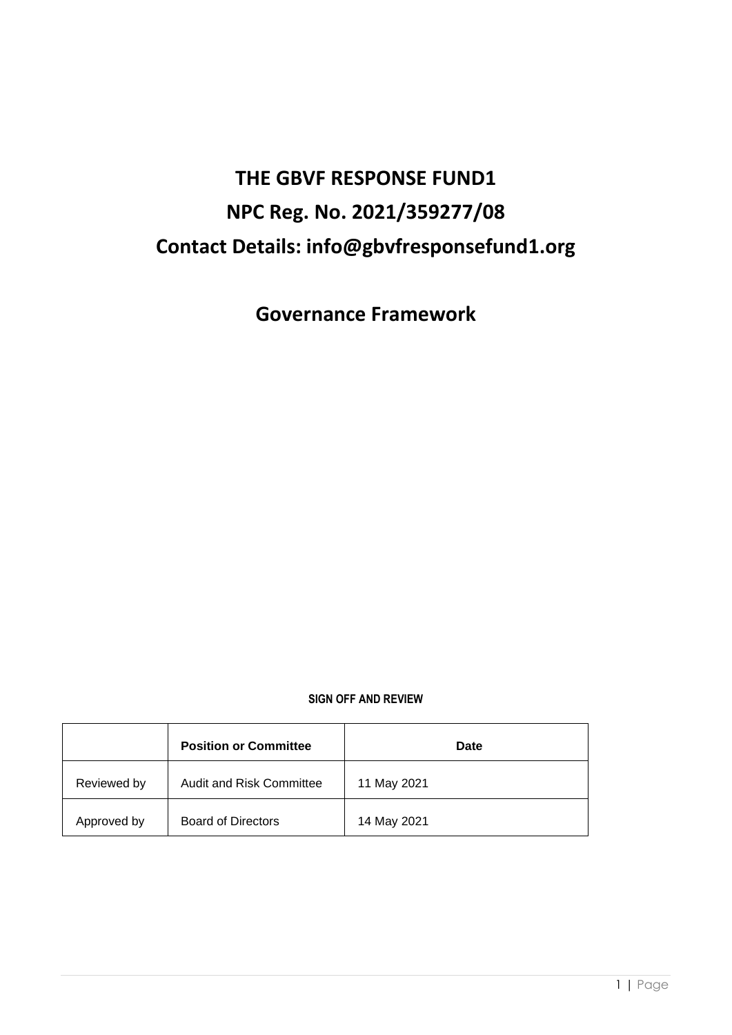# THE GBVF RESPONSE FUND1

# NPC Reg. No. 2021/359277/08

# Contact Details: info@gbvfresponsefund1.org

## Governance Framework

**SIGN OFF AND REVIEW**

| | Position or Committee | Date |
|---|---|---|
| Reviewed by | Audit and Risk Committee | 11 May 2021 |
| Approved by | Board of Directors | 14 May 2021 |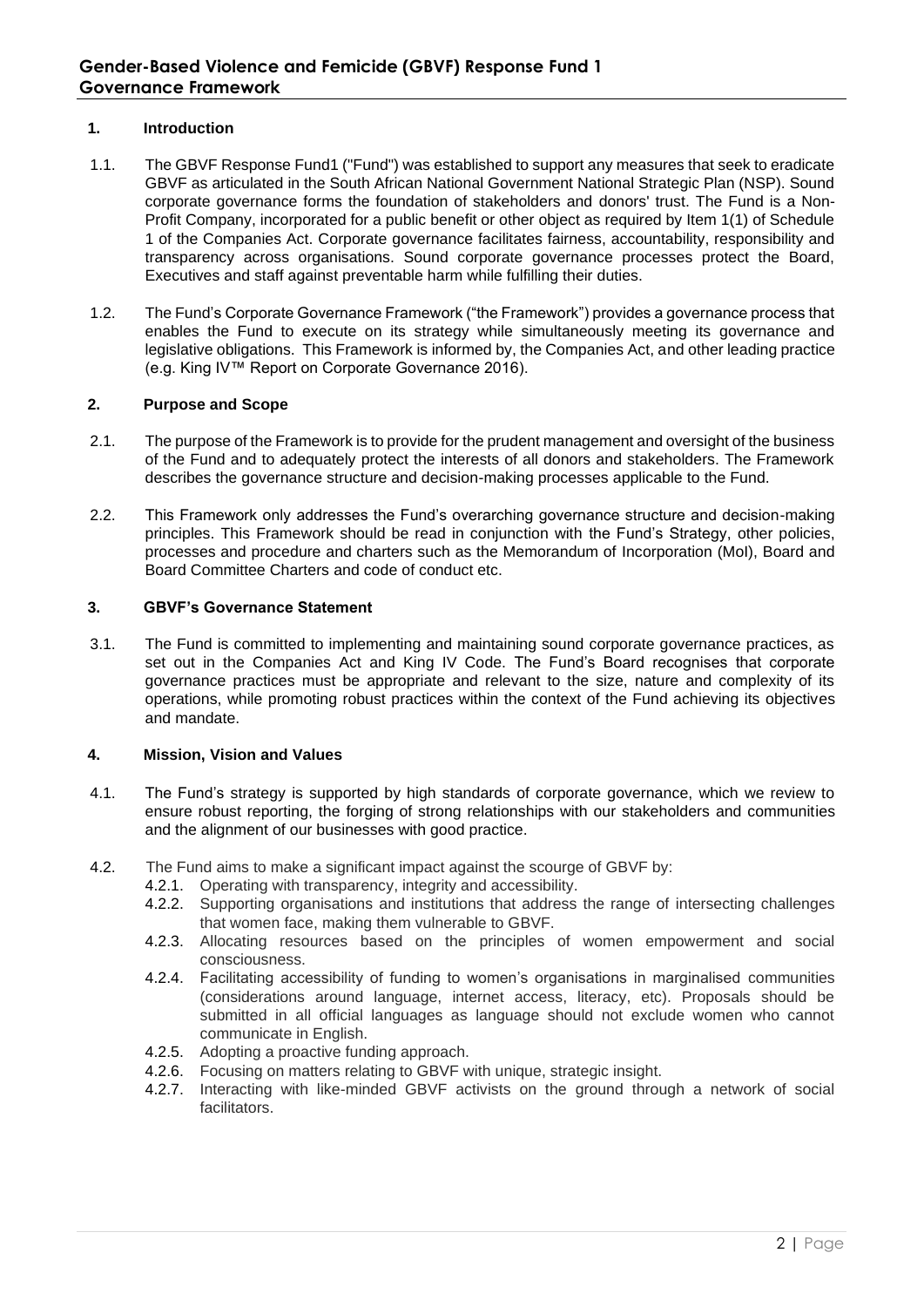## 1. Introduction

1.1. The GBVF Response Fund1 ("Fund") was established to support any measures that seek to eradicate GBVF as articulated in the South African National Government National Strategic Plan (NSP). Sound corporate governance forms the foundation of stakeholders and donors' trust. The Fund is a Non-Profit Company, incorporated for a public benefit or other object as required by Item 1(1) of Schedule 1 of the Companies Act. Corporate governance facilitates fairness, accountability, responsibility and transparency across organisations. Sound corporate governance processes protect the Board, Executives and staff against preventable harm while fulfilling their duties.

1.2. The Fund's Corporate Governance Framework ("the Framework") provides a governance process that enables the Fund to execute on its strategy while simultaneously meeting its governance and legislative obligations. This Framework is informed by, the Companies Act, and other leading practice (e.g. King IV™ Report on Corporate Governance 2016).

## 2. Purpose and Scope

2.1. The purpose of the Framework is to provide for the prudent management and oversight of the business of the Fund and to adequately protect the interests of all donors and stakeholders. The Framework describes the governance structure and decision-making processes applicable to the Fund.

2.2. This Framework only addresses the Fund's overarching governance structure and decision-making principles. This Framework should be read in conjunction with the Fund's Strategy, other policies, processes and procedure and charters such as the Memorandum of Incorporation (MoI), Board and Board Committee Charters and code of conduct etc.

## 3. GBVF's Governance Statement

3.1. The Fund is committed to implementing and maintaining sound corporate governance practices, as set out in the Companies Act and King IV Code. The Fund's Board recognises that corporate governance practices must be appropriate and relevant to the size, nature and complexity of its operations, while promoting robust practices within the context of the Fund achieving its objectives and mandate.

## 4. Mission, Vision and Values

4.1. The Fund's strategy is supported by high standards of corporate governance, which we review to ensure robust reporting, the forging of strong relationships with our stakeholders and communities and the alignment of our businesses with good practice.

4.2. The Fund aims to make a significant impact against the scourge of GBVF by:

- 4.2.1. Operating with transparency, integrity and accessibility.
- 4.2.2. Supporting organisations and institutions that address the range of intersecting challenges that women face, making them vulnerable to GBVF.
- 4.2.3. Allocating resources based on the principles of women empowerment and social consciousness.
- 4.2.4. Facilitating accessibility of funding to women's organisations in marginalised communities (considerations around language, internet access, literacy, etc). Proposals should be submitted in all official languages as language should not exclude women who cannot communicate in English.
- 4.2.5. Adopting a proactive funding approach.
- 4.2.6. Focusing on matters relating to GBVF with unique, strategic insight.
- 4.2.7. Interacting with like-minded GBVF activists on the ground through a network of social facilitators.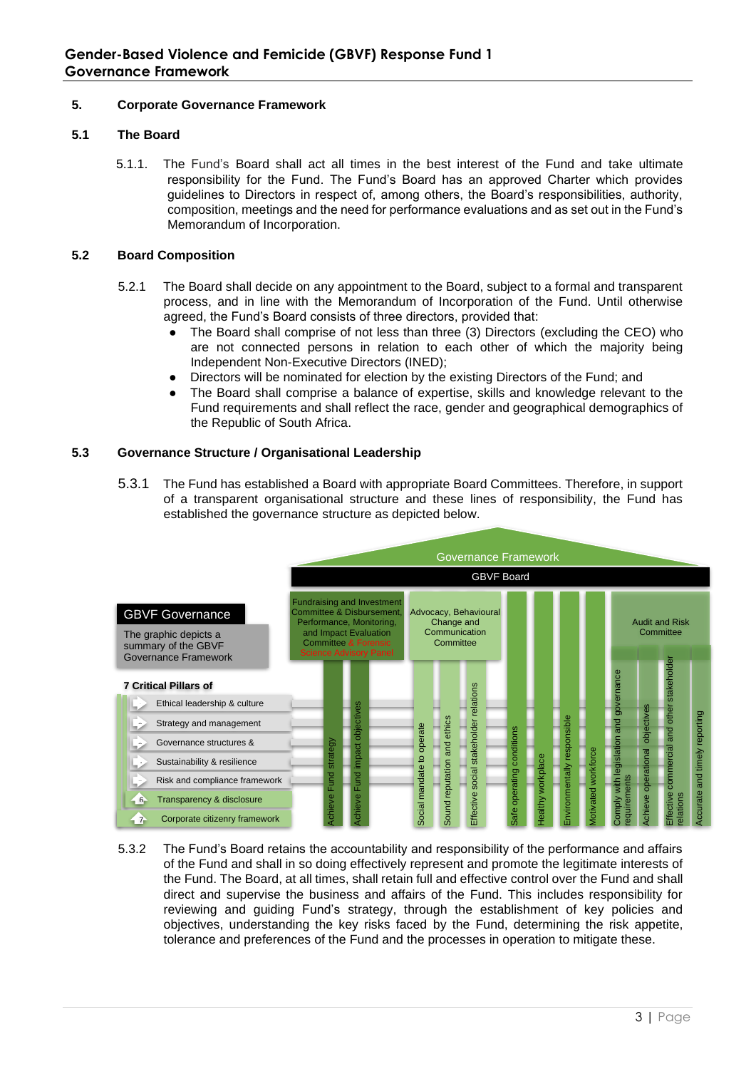## 5. Corporate Governance Framework

### 5.1 The Board

5.1.1. The Fund's Board shall act all times in the best interest of the Fund and take ultimate responsibility for the Fund. The Fund's Board has an approved Charter which provides guidelines to Directors in respect of, among others, the Board's responsibilities, authority, composition, meetings and the need for performance evaluations and as set out in the Fund's Memorandum of Incorporation.

### 5.2 Board Composition

5.2.1 The Board shall decide on any appointment to the Board, subject to a formal and transparent process, and in line with the Memorandum of Incorporation of the Fund. Until otherwise agreed, the Fund's Board consists of three directors, provided that:

- The Board shall comprise of not less than three (3) Directors (excluding the CEO) who are not connected persons in relation to each other of which the majority being Independent Non-Executive Directors (INED);
- Directors will be nominated for election by the existing Directors of the Fund; and
- The Board shall comprise a balance of expertise, skills and knowledge relevant to the Fund requirements and shall reflect the race, gender and geographical demographics of the Republic of South Africa.

### 5.3 Governance Structure / Organisational Leadership

5.3.1 The Fund has established a Board with appropriate Board Committees. Therefore, in support of a transparent organisational structure and these lines of responsibility, the Fund has established the governance structure as depicted below.

**Governance Framework**

**GBVF Board**

**GBVF Governance**

The graphic depicts a summary of the GBVF Governance Framework

**7 Critical Pillars of**

1. Ethical leadership & culture
2. Strategy and management
3. Governance structures &
4. Sustainability & resilience
5. Risk and compliance framework
6. Transparency & disclosure
7. Corporate citizenry framework

| Committee | Objectives |
|---|---|
| Fundraising and Investment Committee & Disbursement, Performance, Monitoring, and Impact Evaluation Committee & Forensic Science Advisory Panel | Achieve Fund strategy; Achieve Fund impact objectives |
| Advocacy, Behavioural Change and Communication Committee | Social mandate to operate; Sound reputation and ethics; Effective social stakeholder relations |
| | Safe operating conditions; Healthy workplace; Environmentally responsible; Motivated workforce |
| Audit and Risk Committee | Comply with legislation and governance requirements; Achieve operational objectives; Effective commercial and other stakeholder relations; Accurate and timely reporting |

5.3.2 The Fund's Board retains the accountability and responsibility of the performance and affairs of the Fund and shall in so doing effectively represent and promote the legitimate interests of the Fund. The Board, at all times, shall retain full and effective control over the Fund and shall direct and supervise the business and affairs of the Fund. This includes responsibility for reviewing and guiding Fund's strategy, through the establishment of key policies and objectives, understanding the key risks faced by the Fund, determining the risk appetite, tolerance and preferences of the Fund and the processes in operation to mitigate these.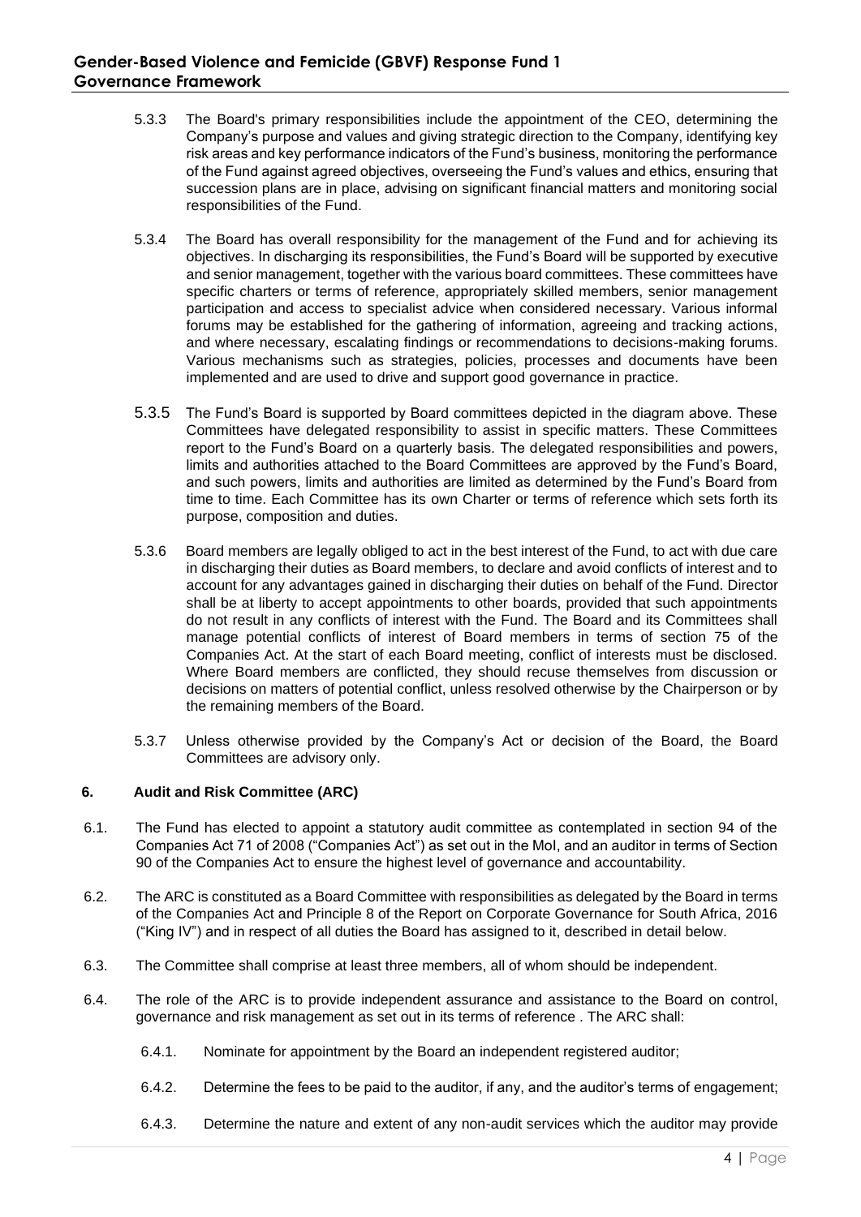5.3.3 The Board's primary responsibilities include the appointment of the CEO, determining the Company's purpose and values and giving strategic direction to the Company, identifying key risk areas and key performance indicators of the Fund's business, monitoring the performance of the Fund against agreed objectives, overseeing the Fund's values and ethics, ensuring that succession plans are in place, advising on significant financial matters and monitoring social responsibilities of the Fund.

5.3.4 The Board has overall responsibility for the management of the Fund and for achieving its objectives. In discharging its responsibilities, the Fund's Board will be supported by executive and senior management, together with the various board committees. These committees have specific charters or terms of reference, appropriately skilled members, senior management participation and access to specialist advice when considered necessary. Various informal forums may be established for the gathering of information, agreeing and tracking actions, and where necessary, escalating findings or recommendations to decisions-making forums. Various mechanisms such as strategies, policies, processes and documents have been implemented and are used to drive and support good governance in practice.

5.3.5 The Fund's Board is supported by Board committees depicted in the diagram above. These Committees have delegated responsibility to assist in specific matters. These Committees report to the Fund's Board on a quarterly basis. The delegated responsibilities and powers, limits and authorities attached to the Board Committees are approved by the Fund's Board, and such powers, limits and authorities are limited as determined by the Fund's Board from time to time. Each Committee has its own Charter or terms of reference which sets forth its purpose, composition and duties.

5.3.6 Board members are legally obliged to act in the best interest of the Fund, to act with due care in discharging their duties as Board members, to declare and avoid conflicts of interest and to account for any advantages gained in discharging their duties on behalf of the Fund. Director shall be at liberty to accept appointments to other boards, provided that such appointments do not result in any conflicts of interest with the Fund. The Board and its Committees shall manage potential conflicts of interest of Board members in terms of section 75 of the Companies Act. At the start of each Board meeting, conflict of interests must be disclosed. Where Board members are conflicted, they should recuse themselves from discussion or decisions on matters of potential conflict, unless resolved otherwise by the Chairperson or by the remaining members of the Board.

5.3.7 Unless otherwise provided by the Company's Act or decision of the Board, the Board Committees are advisory only.

## 6. Audit and Risk Committee (ARC)

6.1. The Fund has elected to appoint a statutory audit committee as contemplated in section 94 of the Companies Act 71 of 2008 ("Companies Act") as set out in the MoI, and an auditor in terms of Section 90 of the Companies Act to ensure the highest level of governance and accountability.

6.2. The ARC is constituted as a Board Committee with responsibilities as delegated by the Board in terms of the Companies Act and Principle 8 of the Report on Corporate Governance for South Africa, 2016 ("King IV") and in respect of all duties the Board has assigned to it, described in detail below.

6.3. The Committee shall comprise at least three members, all of whom should be independent.

6.4. The role of the ARC is to provide independent assurance and assistance to the Board on control, governance and risk management as set out in its terms of reference . The ARC shall:

6.4.1. Nominate for appointment by the Board an independent registered auditor;

6.4.2. Determine the fees to be paid to the auditor, if any, and the auditor's terms of engagement;

6.4.3. Determine the nature and extent of any non-audit services which the auditor may provide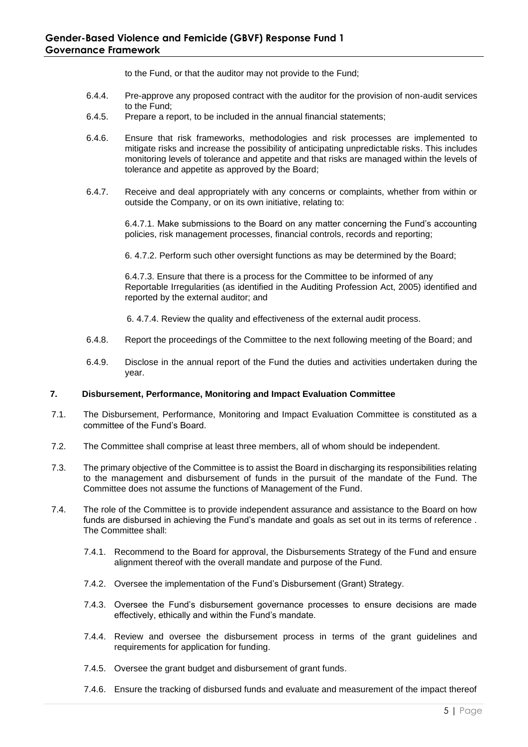to the Fund, or that the auditor may not provide to the Fund;

6.4.4. Pre-approve any proposed contract with the auditor for the provision of non-audit services to the Fund;

6.4.5. Prepare a report, to be included in the annual financial statements;

6.4.6. Ensure that risk frameworks, methodologies and risk processes are implemented to mitigate risks and increase the possibility of anticipating unpredictable risks. This includes monitoring levels of tolerance and appetite and that risks are managed within the levels of tolerance and appetite as approved by the Board;

6.4.7. Receive and deal appropriately with any concerns or complaints, whether from within or outside the Company, or on its own initiative, relating to:

6.4.7.1. Make submissions to the Board on any matter concerning the Fund's accounting policies, risk management processes, financial controls, records and reporting;

6. 4.7.2. Perform such other oversight functions as may be determined by the Board;

6.4.7.3. Ensure that there is a process for the Committee to be informed of any Reportable Irregularities (as identified in the Auditing Profession Act, 2005) identified and reported by the external auditor; and

6. 4.7.4. Review the quality and effectiveness of the external audit process.

6.4.8. Report the proceedings of the Committee to the next following meeting of the Board; and

6.4.9. Disclose in the annual report of the Fund the duties and activities undertaken during the year.

## 7. Disbursement, Performance, Monitoring and Impact Evaluation Committee

7.1. The Disbursement, Performance, Monitoring and Impact Evaluation Committee is constituted as a committee of the Fund's Board.

7.2. The Committee shall comprise at least three members, all of whom should be independent.

7.3. The primary objective of the Committee is to assist the Board in discharging its responsibilities relating to the management and disbursement of funds in the pursuit of the mandate of the Fund. The Committee does not assume the functions of Management of the Fund.

7.4. The role of the Committee is to provide independent assurance and assistance to the Board on how funds are disbursed in achieving the Fund's mandate and goals as set out in its terms of reference . The Committee shall:

7.4.1. Recommend to the Board for approval, the Disbursements Strategy of the Fund and ensure alignment thereof with the overall mandate and purpose of the Fund.

7.4.2. Oversee the implementation of the Fund's Disbursement (Grant) Strategy.

7.4.3. Oversee the Fund's disbursement governance processes to ensure decisions are made effectively, ethically and within the Fund's mandate.

7.4.4. Review and oversee the disbursement process in terms of the grant guidelines and requirements for application for funding.

7.4.5. Oversee the grant budget and disbursement of grant funds.

7.4.6. Ensure the tracking of disbursed funds and evaluate and measurement of the impact thereof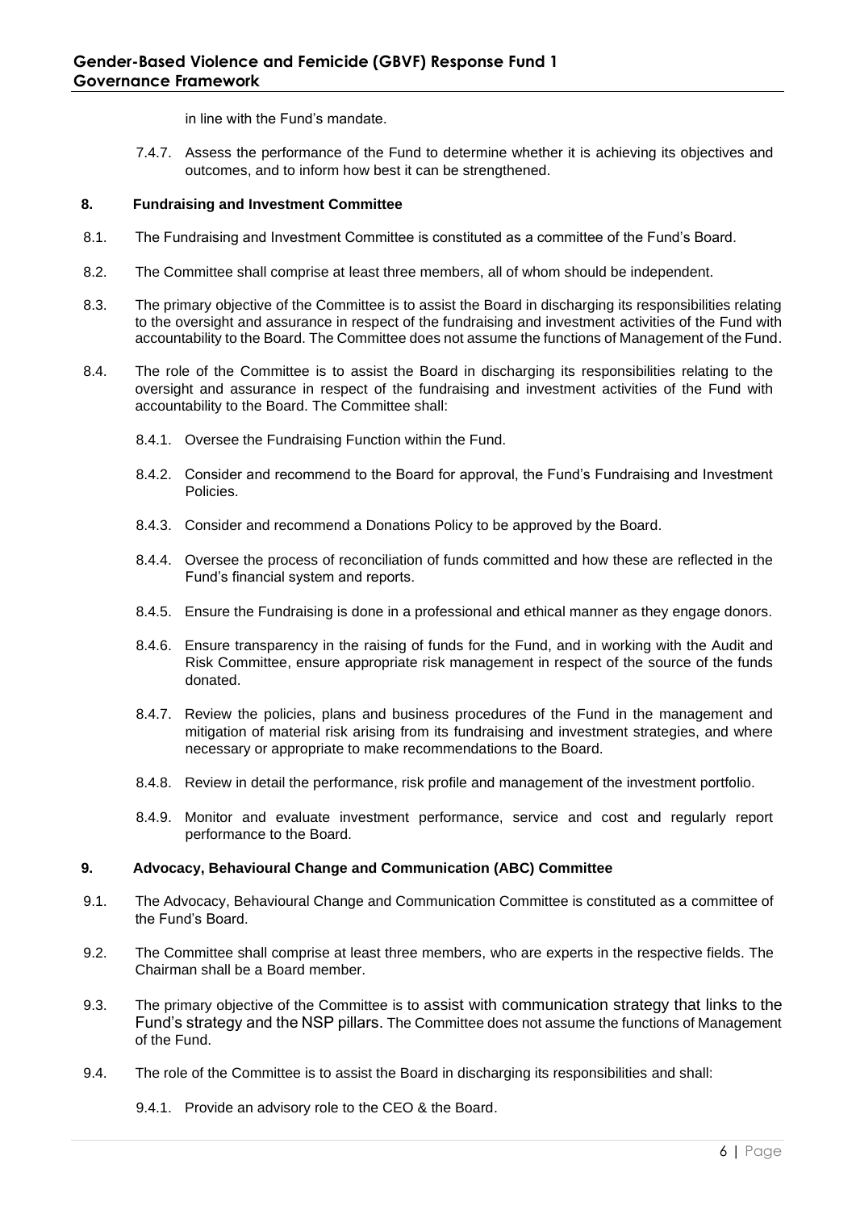in line with the Fund's mandate.

7.4.7. Assess the performance of the Fund to determine whether it is achieving its objectives and outcomes, and to inform how best it can be strengthened.

## 8. Fundraising and Investment Committee

8.1. The Fundraising and Investment Committee is constituted as a committee of the Fund's Board.

8.2. The Committee shall comprise at least three members, all of whom should be independent.

8.3. The primary objective of the Committee is to assist the Board in discharging its responsibilities relating to the oversight and assurance in respect of the fundraising and investment activities of the Fund with accountability to the Board. The Committee does not assume the functions of Management of the Fund.

8.4. The role of the Committee is to assist the Board in discharging its responsibilities relating to the oversight and assurance in respect of the fundraising and investment activities of the Fund with accountability to the Board. The Committee shall:

8.4.1. Oversee the Fundraising Function within the Fund.

8.4.2. Consider and recommend to the Board for approval, the Fund's Fundraising and Investment Policies.

8.4.3. Consider and recommend a Donations Policy to be approved by the Board.

8.4.4. Oversee the process of reconciliation of funds committed and how these are reflected in the Fund's financial system and reports.

8.4.5. Ensure the Fundraising is done in a professional and ethical manner as they engage donors.

8.4.6. Ensure transparency in the raising of funds for the Fund, and in working with the Audit and Risk Committee, ensure appropriate risk management in respect of the source of the funds donated.

8.4.7. Review the policies, plans and business procedures of the Fund in the management and mitigation of material risk arising from its fundraising and investment strategies, and where necessary or appropriate to make recommendations to the Board.

8.4.8. Review in detail the performance, risk profile and management of the investment portfolio.

8.4.9. Monitor and evaluate investment performance, service and cost and regularly report performance to the Board.

## 9. Advocacy, Behavioural Change and Communication (ABC) Committee

9.1. The Advocacy, Behavioural Change and Communication Committee is constituted as a committee of the Fund's Board.

9.2. The Committee shall comprise at least three members, who are experts in the respective fields. The Chairman shall be a Board member.

9.3. The primary objective of the Committee is to assist with communication strategy that links to the Fund's strategy and the NSP pillars. The Committee does not assume the functions of Management of the Fund.

9.4. The role of the Committee is to assist the Board in discharging its responsibilities and shall:

9.4.1. Provide an advisory role to the CEO & the Board.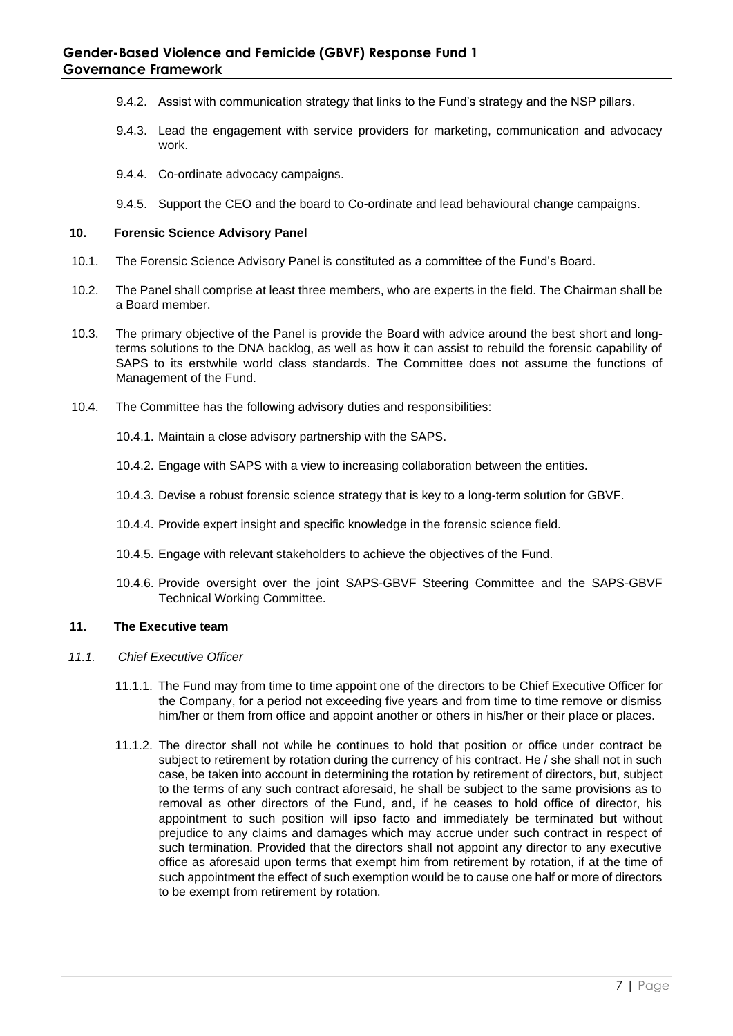9.4.2. Assist with communication strategy that links to the Fund's strategy and the NSP pillars.

9.4.3. Lead the engagement with service providers for marketing, communication and advocacy work.

9.4.4. Co-ordinate advocacy campaigns.

9.4.5. Support the CEO and the board to Co-ordinate and lead behavioural change campaigns.

## 10. Forensic Science Advisory Panel

10.1. The Forensic Science Advisory Panel is constituted as a committee of the Fund's Board.

10.2. The Panel shall comprise at least three members, who are experts in the field. The Chairman shall be a Board member.

10.3. The primary objective of the Panel is provide the Board with advice around the best short and long-terms solutions to the DNA backlog, as well as how it can assist to rebuild the forensic capability of SAPS to its erstwhile world class standards. The Committee does not assume the functions of Management of the Fund.

10.4. The Committee has the following advisory duties and responsibilities:

10.4.1. Maintain a close advisory partnership with the SAPS.

10.4.2. Engage with SAPS with a view to increasing collaboration between the entities.

10.4.3. Devise a robust forensic science strategy that is key to a long-term solution for GBVF.

10.4.4. Provide expert insight and specific knowledge in the forensic science field.

10.4.5. Engage with relevant stakeholders to achieve the objectives of the Fund.

10.4.6. Provide oversight over the joint SAPS-GBVF Steering Committee and the SAPS-GBVF Technical Working Committee.

## 11. The Executive team

### *11.1. Chief Executive Officer*

11.1.1. The Fund may from time to time appoint one of the directors to be Chief Executive Officer for the Company, for a period not exceeding five years and from time to time remove or dismiss him/her or them from office and appoint another or others in his/her or their place or places.

11.1.2. The director shall not while he continues to hold that position or office under contract be subject to retirement by rotation during the currency of his contract. He / she shall not in such case, be taken into account in determining the rotation by retirement of directors, but, subject to the terms of any such contract aforesaid, he shall be subject to the same provisions as to removal as other directors of the Fund, and, if he ceases to hold office of director, his appointment to such position will ipso facto and immediately be terminated but without prejudice to any claims and damages which may accrue under such contract in respect of such termination. Provided that the directors shall not appoint any director to any executive office as aforesaid upon terms that exempt him from retirement by rotation, if at the time of such appointment the effect of such exemption would be to cause one half or more of directors to be exempt from retirement by rotation.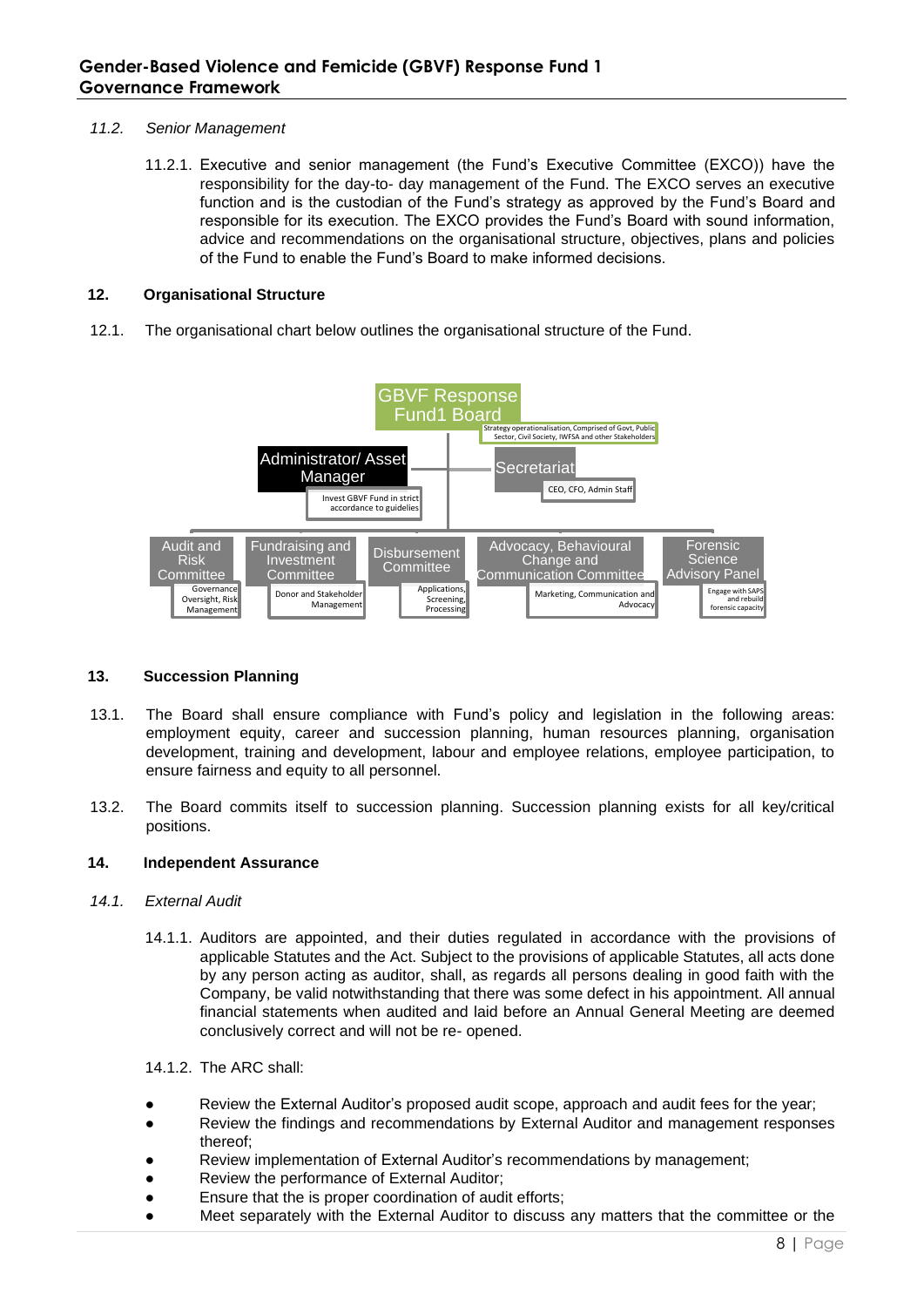*11.2. Senior Management*

11.2.1. Executive and senior management (the Fund's Executive Committee (EXCO)) have the responsibility for the day-to- day management of the Fund. The EXCO serves an executive function and is the custodian of the Fund's strategy as approved by the Fund's Board and responsible for its execution. The EXCO provides the Fund's Board with sound information, advice and recommendations on the organisational structure, objectives, plans and policies of the Fund to enable the Fund's Board to make informed decisions.

**12. Organisational Structure**

12.1. The organisational chart below outlines the organisational structure of the Fund.

GBVF Response Fund1 Board
Strategy operationalisation, Comprised of Govt, Public Sector, Civil Society, IWFSA and other Stakeholders

Administrator/ Asset Manager
Invest GBVF Fund in strict accordance to guidelines

Secretariat
CEO, CFO, Admin Staff

Audit and Risk Committee
Governance Oversight, Risk Management

Fundraising and Investment Committee
Donor and Stakeholder Management

Disbursement Committee
Applications, Screening, Processing

Advocacy, Behavioural Change and Communication Committee
Marketing, Communication and Advocacy

Forensic Science Advisory Panel
Engage with SAPS and rebuild forensic capacity

**13. Succession Planning**

13.1. The Board shall ensure compliance with Fund's policy and legislation in the following areas: employment equity, career and succession planning, human resources planning, organisation development, training and development, labour and employee relations, employee participation, to ensure fairness and equity to all personnel.

13.2. The Board commits itself to succession planning. Succession planning exists for all key/critical positions.

**14. Independent Assurance**

*14.1. External Audit*

14.1.1. Auditors are appointed, and their duties regulated in accordance with the provisions of applicable Statutes and the Act. Subject to the provisions of applicable Statutes, all acts done by any person acting as auditor, shall, as regards all persons dealing in good faith with the Company, be valid notwithstanding that there was some defect in his appointment. All annual financial statements when audited and laid before an Annual General Meeting are deemed conclusively correct and will not be re- opened.

14.1.2. The ARC shall:

- Review the External Auditor's proposed audit scope, approach and audit fees for the year;
- Review the findings and recommendations by External Auditor and management responses thereof;
- Review implementation of External Auditor's recommendations by management;
- Review the performance of External Auditor;
- Ensure that the is proper coordination of audit efforts;
- Meet separately with the External Auditor to discuss any matters that the committee or the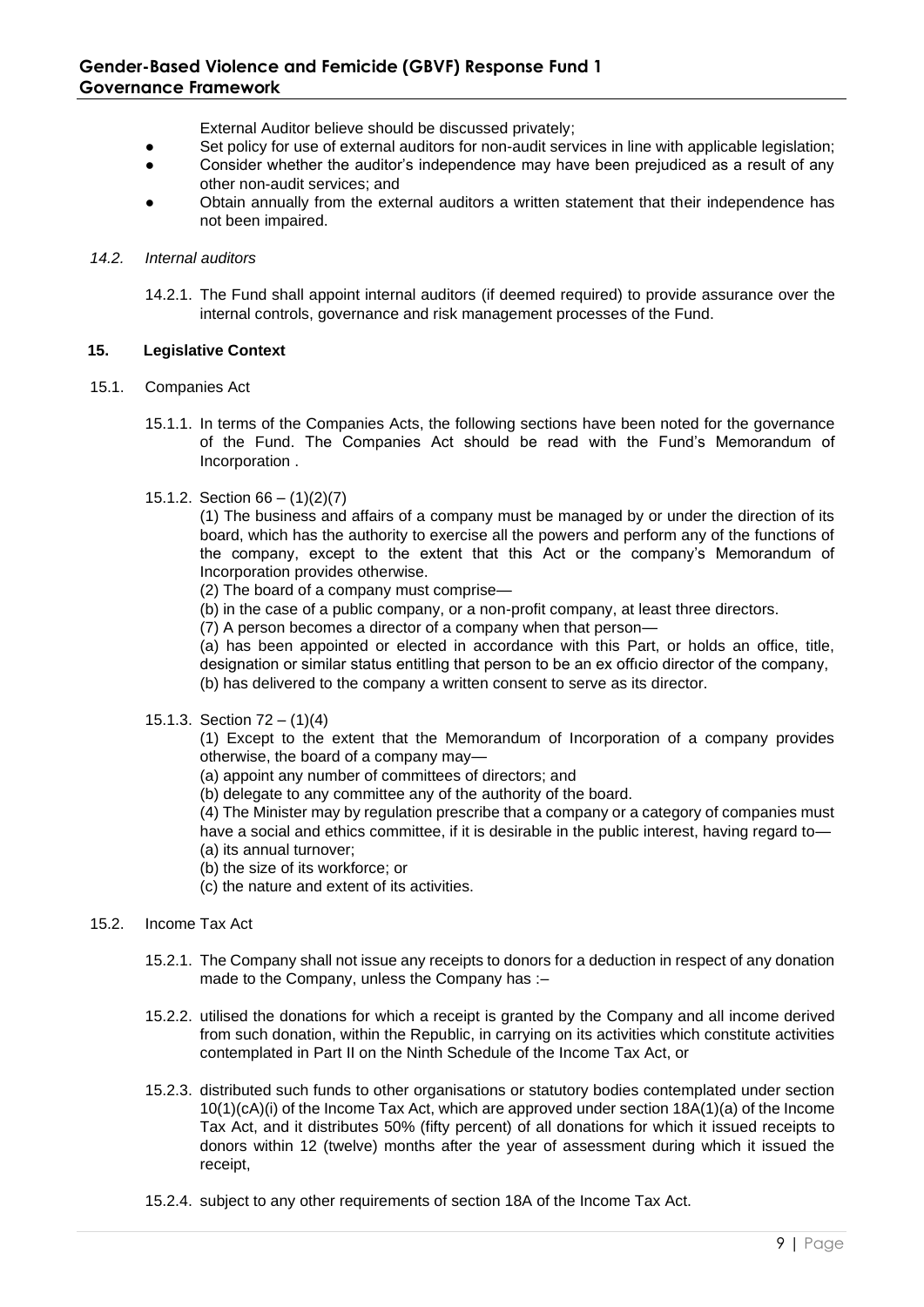External Auditor believe should be discussed privately;

- Set policy for use of external auditors for non-audit services in line with applicable legislation;
- Consider whether the auditor's independence may have been prejudiced as a result of any other non-audit services; and
- Obtain annually from the external auditors a written statement that their independence has not been impaired.

*14.2. Internal auditors*

14.2.1. The Fund shall appoint internal auditors (if deemed required) to provide assurance over the internal controls, governance and risk management processes of the Fund.

### 15. Legislative Context

15.1. Companies Act

15.1.1. In terms of the Companies Acts, the following sections have been noted for the governance of the Fund. The Companies Act should be read with the Fund's Memorandum of Incorporation .

15.1.2. Section 66 – (1)(2)(7)

(1) The business and affairs of a company must be managed by or under the direction of its board, which has the authority to exercise all the powers and perform any of the functions of the company, except to the extent that this Act or the company's Memorandum of Incorporation provides otherwise.

(2) The board of a company must comprise—

(b) in the case of a public company, or a non-profit company, at least three directors.

(7) A person becomes a director of a company when that person—

(a) has been appointed or elected in accordance with this Part, or holds an office, title, designation or similar status entitling that person to be an ex officio director of the company,

(b) has delivered to the company a written consent to serve as its director.

15.1.3. Section 72 – (1)(4)

(1) Except to the extent that the Memorandum of Incorporation of a company provides otherwise, the board of a company may—

(a) appoint any number of committees of directors; and

(b) delegate to any committee any of the authority of the board.

(4) The Minister may by regulation prescribe that a company or a category of companies must have a social and ethics committee, if it is desirable in the public interest, having regard to—

(a) its annual turnover;

(b) the size of its workforce; or

(c) the nature and extent of its activities.

15.2. Income Tax Act

15.2.1. The Company shall not issue any receipts to donors for a deduction in respect of any donation made to the Company, unless the Company has :–

15.2.2. utilised the donations for which a receipt is granted by the Company and all income derived from such donation, within the Republic, in carrying on its activities which constitute activities contemplated in Part II on the Ninth Schedule of the Income Tax Act, or

15.2.3. distributed such funds to other organisations or statutory bodies contemplated under section 10(1)(cA)(i) of the Income Tax Act, which are approved under section 18A(1)(a) of the Income Tax Act, and it distributes 50% (fifty percent) of all donations for which it issued receipts to donors within 12 (twelve) months after the year of assessment during which it issued the receipt,

15.2.4. subject to any other requirements of section 18A of the Income Tax Act.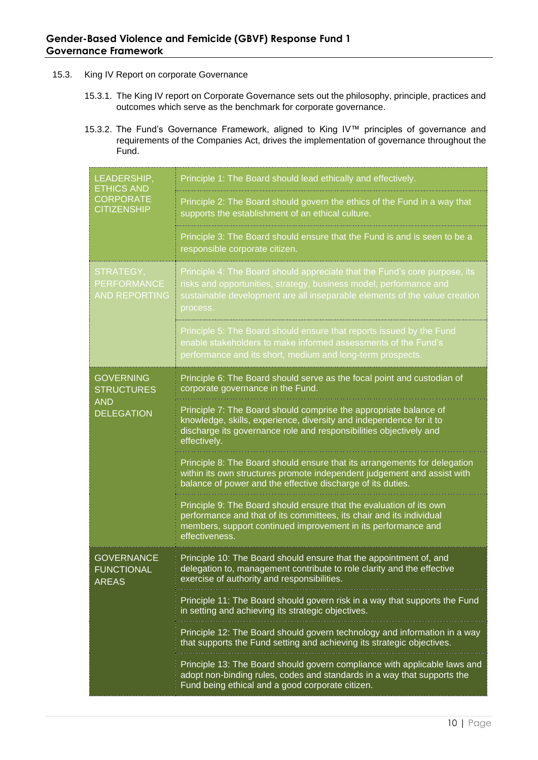15.3. King IV Report on corporate Governance

15.3.1. The King IV report on Corporate Governance sets out the philosophy, principle, practices and outcomes which serve as the benchmark for corporate governance.

15.3.2. The Fund's Governance Framework, aligned to King IV™ principles of governance and requirements of the Companies Act, drives the implementation of governance throughout the Fund.

| | |
|---|---|
| LEADERSHIP, ETHICS AND CORPORATE CITIZENSHIP | Principle 1: The Board should lead ethically and effectively. |
| | Principle 2: The Board should govern the ethics of the Fund in a way that supports the establishment of an ethical culture. |
| | Principle 3: The Board should ensure that the Fund is and is seen to be a responsible corporate citizen. |
| STRATEGY, PERFORMANCE AND REPORTING | Principle 4: The Board should appreciate that the Fund's core purpose, its risks and opportunities, strategy, business model, performance and sustainable development are all inseparable elements of the value creation process. |
| | Principle 5: The Board should ensure that reports issued by the Fund enable stakeholders to make informed assessments of the Fund's performance and its short, medium and long-term prospects. |
| GOVERNING STRUCTURES AND DELEGATION | Principle 6: The Board should serve as the focal point and custodian of corporate governance in the Fund. |
| | Principle 7: The Board should comprise the appropriate balance of knowledge, skills, experience, diversity and independence for it to discharge its governance role and responsibilities objectively and effectively. |
| | Principle 8: The Board should ensure that its arrangements for delegation within its own structures promote independent judgement and assist with balance of power and the effective discharge of its duties. |
| | Principle 9: The Board should ensure that the evaluation of its own performance and that of its committees, its chair and its individual members, support continued improvement in its performance and effectiveness. |
| GOVERNANCE FUNCTIONAL AREAS | Principle 10: The Board should ensure that the appointment of, and delegation to, management contribute to role clarity and the effective exercise of authority and responsibilities. |
| | Principle 11: The Board should govern risk in a way that supports the Fund in setting and achieving its strategic objectives. |
| | Principle 12: The Board should govern technology and information in a way that supports the Fund setting and achieving its strategic objectives. |
| | Principle 13: The Board should govern compliance with applicable laws and adopt non-binding rules, codes and standards in a way that supports the Fund being ethical and a good corporate citizen. |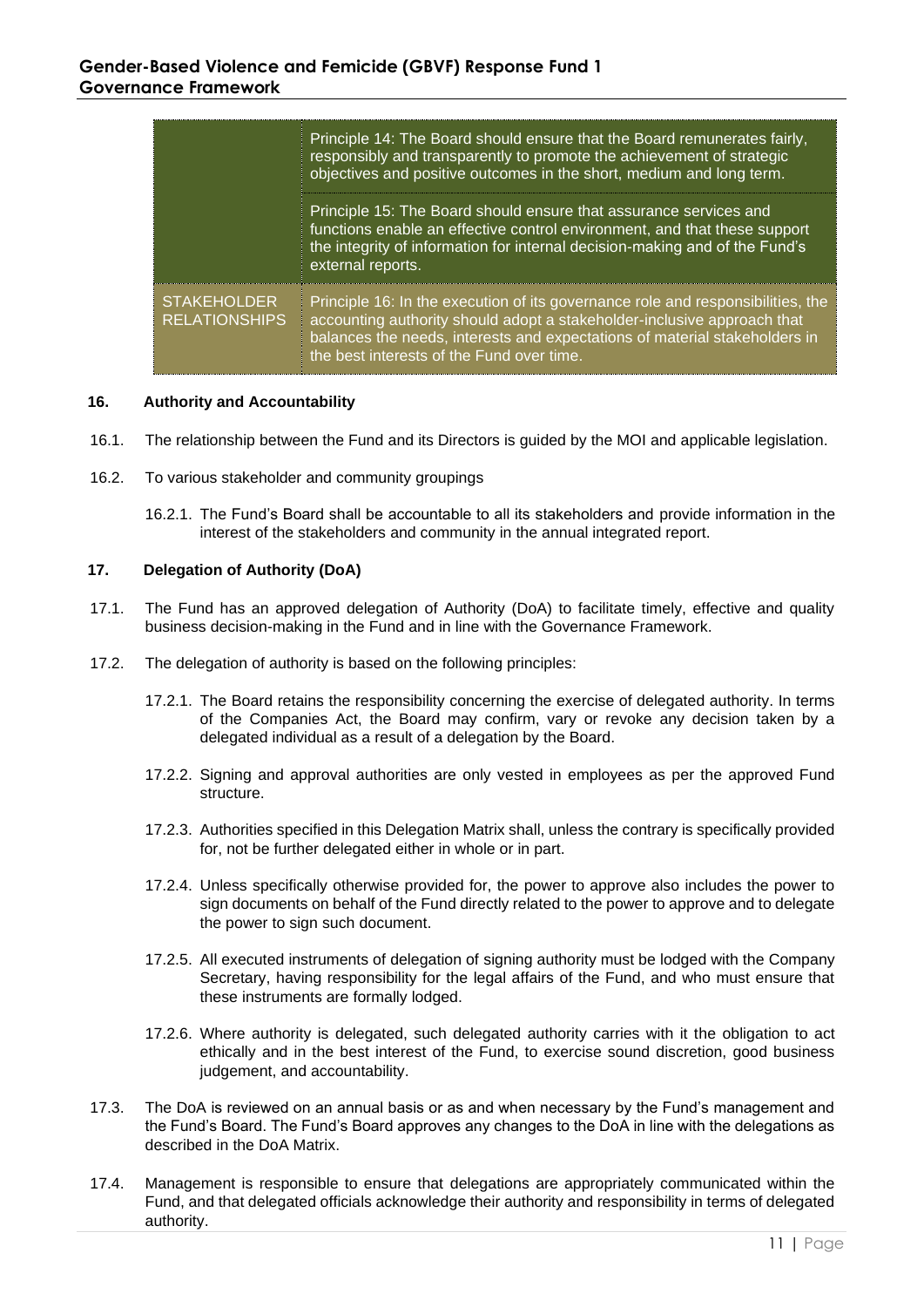| | |
|---|---|
| | Principle 14: The Board should ensure that the Board remunerates fairly, responsibly and transparently to promote the achievement of strategic objectives and positive outcomes in the short, medium and long term. |
| | Principle 15: The Board should ensure that assurance services and functions enable an effective control environment, and that these support the integrity of information for internal decision-making and of the Fund's external reports. |
| STAKEHOLDER RELATIONSHIPS | Principle 16: In the execution of its governance role and responsibilities, the accounting authority should adopt a stakeholder-inclusive approach that balances the needs, interests and expectations of material stakeholders in the best interests of the Fund over time. |

## 16. Authority and Accountability

16.1. The relationship between the Fund and its Directors is guided by the MOI and applicable legislation.

16.2. To various stakeholder and community groupings

16.2.1. The Fund's Board shall be accountable to all its stakeholders and provide information in the interest of the stakeholders and community in the annual integrated report.

## 17. Delegation of Authority (DoA)

17.1. The Fund has an approved delegation of Authority (DoA) to facilitate timely, effective and quality business decision-making in the Fund and in line with the Governance Framework.

17.2. The delegation of authority is based on the following principles:

17.2.1. The Board retains the responsibility concerning the exercise of delegated authority. In terms of the Companies Act, the Board may confirm, vary or revoke any decision taken by a delegated individual as a result of a delegation by the Board.

17.2.2. Signing and approval authorities are only vested in employees as per the approved Fund structure.

17.2.3. Authorities specified in this Delegation Matrix shall, unless the contrary is specifically provided for, not be further delegated either in whole or in part.

17.2.4. Unless specifically otherwise provided for, the power to approve also includes the power to sign documents on behalf of the Fund directly related to the power to approve and to delegate the power to sign such document.

17.2.5. All executed instruments of delegation of signing authority must be lodged with the Company Secretary, having responsibility for the legal affairs of the Fund, and who must ensure that these instruments are formally lodged.

17.2.6. Where authority is delegated, such delegated authority carries with it the obligation to act ethically and in the best interest of the Fund, to exercise sound discretion, good business judgement, and accountability.

17.3. The DoA is reviewed on an annual basis or as and when necessary by the Fund's management and the Fund's Board. The Fund's Board approves any changes to the DoA in line with the delegations as described in the DoA Matrix.

17.4. Management is responsible to ensure that delegations are appropriately communicated within the Fund, and that delegated officials acknowledge their authority and responsibility in terms of delegated authority.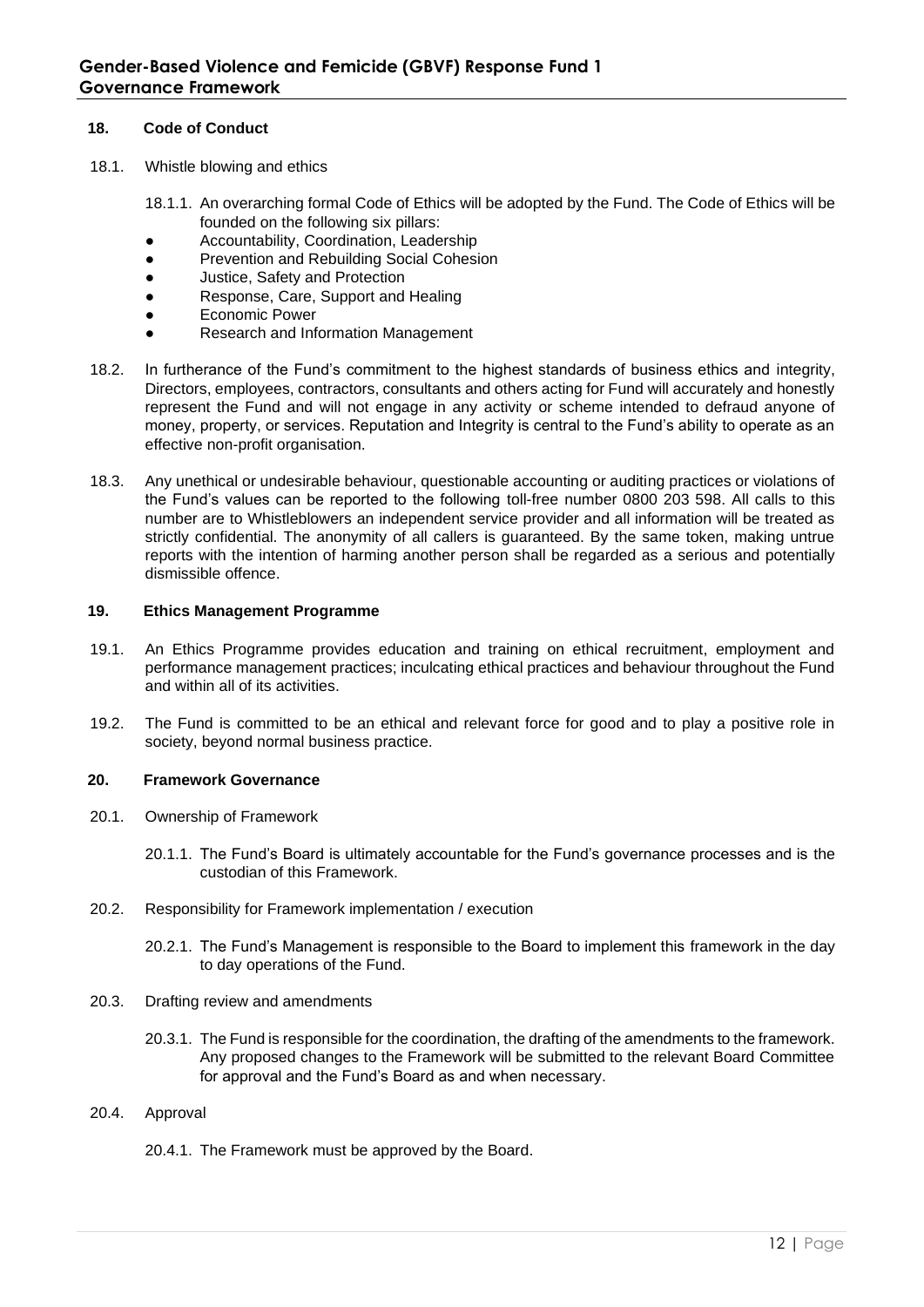## 18. Code of Conduct

18.1. Whistle blowing and ethics

18.1.1. An overarching formal Code of Ethics will be adopted by the Fund. The Code of Ethics will be founded on the following six pillars:

- Accountability, Coordination, Leadership
- Prevention and Rebuilding Social Cohesion
- Justice, Safety and Protection
- Response, Care, Support and Healing
- Economic Power
- Research and Information Management

18.2. In furtherance of the Fund's commitment to the highest standards of business ethics and integrity, Directors, employees, contractors, consultants and others acting for Fund will accurately and honestly represent the Fund and will not engage in any activity or scheme intended to defraud anyone of money, property, or services. Reputation and Integrity is central to the Fund's ability to operate as an effective non-profit organisation.

18.3. Any unethical or undesirable behaviour, questionable accounting or auditing practices or violations of the Fund's values can be reported to the following toll-free number 0800 203 598. All calls to this number are to Whistleblowers an independent service provider and all information will be treated as strictly confidential. The anonymity of all callers is guaranteed. By the same token, making untrue reports with the intention of harming another person shall be regarded as a serious and potentially dismissible offence.

## 19. Ethics Management Programme

19.1. An Ethics Programme provides education and training on ethical recruitment, employment and performance management practices; inculcating ethical practices and behaviour throughout the Fund and within all of its activities.

19.2. The Fund is committed to be an ethical and relevant force for good and to play a positive role in society, beyond normal business practice.

## 20. Framework Governance

20.1. Ownership of Framework

20.1.1. The Fund's Board is ultimately accountable for the Fund's governance processes and is the custodian of this Framework.

20.2. Responsibility for Framework implementation / execution

20.2.1. The Fund's Management is responsible to the Board to implement this framework in the day to day operations of the Fund.

20.3. Drafting review and amendments

20.3.1. The Fund is responsible for the coordination, the drafting of the amendments to the framework. Any proposed changes to the Framework will be submitted to the relevant Board Committee for approval and the Fund's Board as and when necessary.

20.4. Approval

20.4.1. The Framework must be approved by the Board.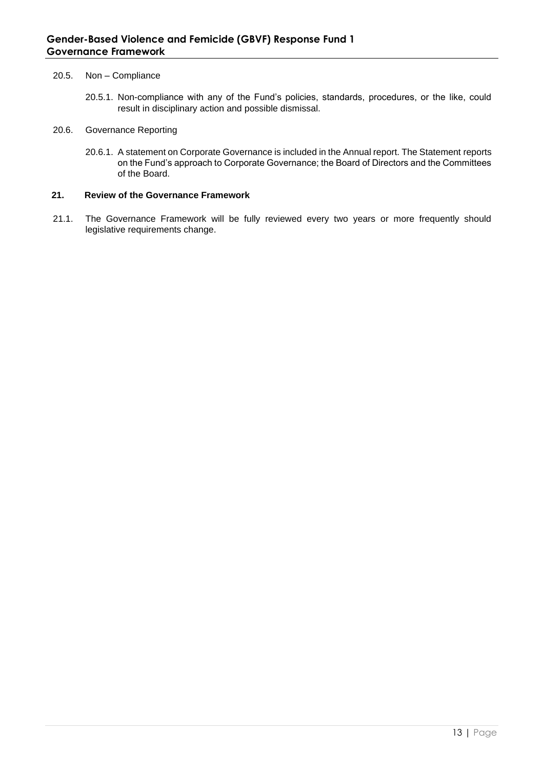20.5. Non – Compliance

20.5.1. Non-compliance with any of the Fund's policies, standards, procedures, or the like, could result in disciplinary action and possible dismissal.

20.6. Governance Reporting

20.6.1. A statement on Corporate Governance is included in the Annual report. The Statement reports on the Fund's approach to Corporate Governance; the Board of Directors and the Committees of the Board.

## 21. Review of the Governance Framework

21.1. The Governance Framework will be fully reviewed every two years or more frequently should legislative requirements change.